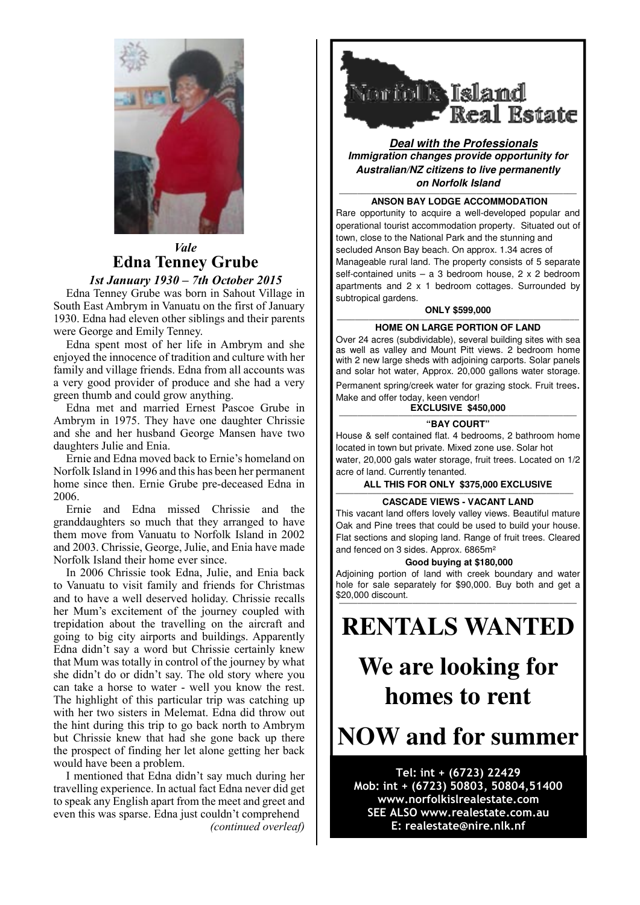*Vale*

## Edna Tenney Grube

*1st January 1930 – 7th October 2015*

Edna Tenney Grube was born in Sahout Village in South East Ambrym in Vanuatu on the first of January 1930. Edna had eleven other siblings and their parents were George and Emily Tenney.

Edna spent most of her life in Ambrym and she enjoyed the innocence of tradition and culture with her family and village friends. Edna from all accounts was a very good provider of produce and she had a very green thumb and could grow anything.

Edna met and married Ernest Pascoe Grube in Ambrym in 1975. They have one daughter Chrissie and she and her husband George Mansen have two daughters Julie and Enia.

Ernie and Edna moved back to Ernie's homeland on Norfolk Island in 1996 and this has been her permanent home since then. Ernie Grube pre-deceased Edna in 2006.

Ernie and Edna missed Chrissie and the granddaughters so much that they arranged to have them move from Vanuatu to Norfolk Island in 2002 and 2003. Chrissie, George, Julie, and Enia have made Norfolk Island their home ever since.

In 2006 Chrissie took Edna, Julie, and Enia back to Vanuatu to visit family and friends for Christmas and to have a well deserved holiday. Chrissie recalls her Mum's excitement of the journey coupled with trepidation about the travelling on the aircraft and going to big city airports and buildings. Apparently Edna didn't say a word but Chrissie certainly knew that Mum was totally in control of the journey by what she didn't do or didn't say. The old story where you can take a horse to water - well you know the rest. The highlight of this particular trip was catching up with her two sisters in Melemat. Edna did throw out the hint during this trip to go back north to Ambrym but Chrissie knew that had she gone back up there the prospect of finding her let alone getting her back would have been a problem.

I mentioned that Edna didn't say much during her travelling experience. In actual fact Edna never did get to speak any English apart from the meet and greet and even this was sparse. Edna just couldn't comprehend

*(continued overleaf)*

---

# Norfolk Island Real Estate

***Deal with the Professionals***

***Immigration changes provide opportunity for Australian/NZ citizens to live permanently on Norfolk Island***

**ANSON BAY LODGE ACCOMMODATION**

Rare opportunity to acquire a well-developed popular and operational tourist accommodation property. Situated out of town, close to the National Park and the stunning and secluded Anson Bay beach. On approx. 1.34 acres of Manageable rural land. The property consists of 5 separate self-contained units – a 3 bedroom house, 2 x 2 bedroom apartments and 2 x 1 bedroom cottages. Surrounded by subtropical gardens.

**ONLY $599,000**

**HOME ON LARGE PORTION OF LAND**

Over 24 acres (subdividable), several building sites with sea as well as valley and Mount Pitt views. 2 bedroom home with 2 new large sheds with adjoining carports. Solar panels and solar hot water, Approx. 20,000 gallons water storage. Permanent spring/creek water for grazing stock. Fruit trees. Make and offer today, keen vendor!

**EXCLUSIVE $450,000**

**"BAY COURT"**

House & self contained flat. 4 bedrooms, 2 bathroom home located in town but private. Mixed zone use. Solar hot water, 20,000 gals water storage, fruit trees. Located on 1/2 acre of land. Currently tenanted.

**ALL THIS FOR ONLY $375,000 EXCLUSIVE**

**CASCADE VIEWS - VACANT LAND**

This vacant land offers lovely valley views. Beautiful mature Oak and Pine trees that could be used to build your house. Flat sections and sloping land. Range of fruit trees. Cleared and fenced on 3 sides. Approx. 6865m²

**Good buying at $180,000**

Adjoining portion of land with creek boundary and water hole for sale separately for $90,000. Buy both and get a $20,000 discount.

# RENTALS WANTED

# We are looking for homes to rent

# NOW and for summer

**Tel: int + (6723) 22429**
**Mob: int + (6723) 50803, 50804,51400**
**www.norfolkislrealestate.com**
**SEE ALSO www.realestate.com.au**
**E: realestate@nire.nlk.nf**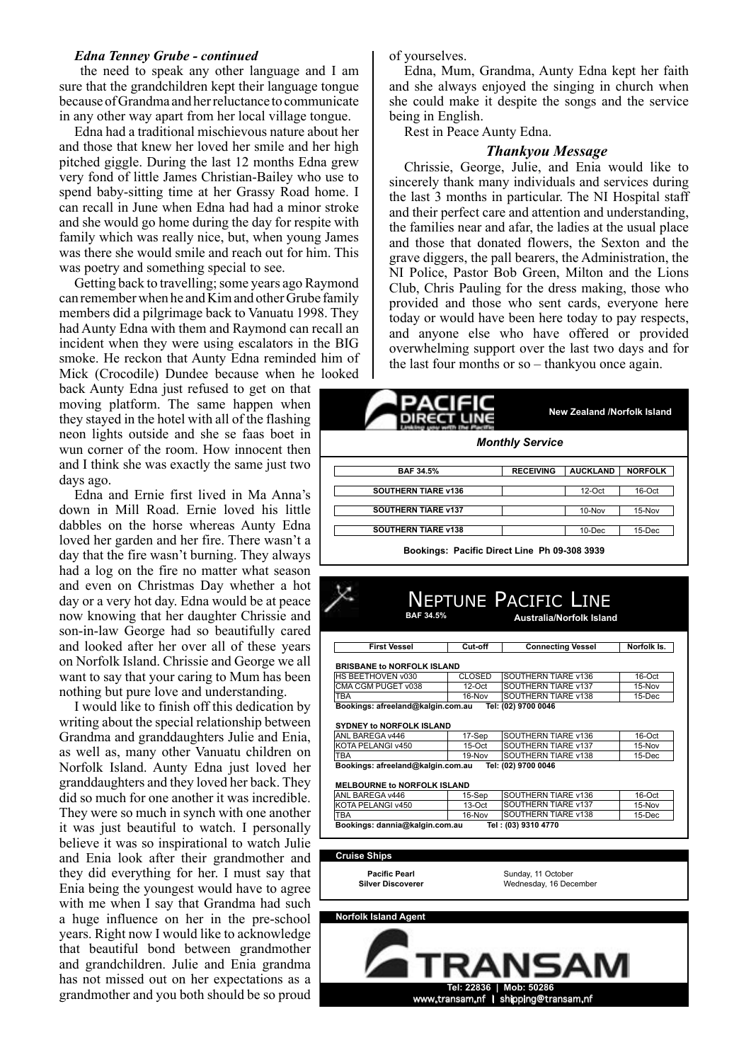### *Edna Tenney Grube - continued*

the need to speak any other language and I am sure that the grandchildren kept their language tongue because of Grandma and her reluctance to communicate in any other way apart from her local village tongue.

Edna had a traditional mischievous nature about her and those that knew her loved her smile and her high pitched giggle. During the last 12 months Edna grew very fond of little James Christian-Bailey who use to spend baby-sitting time at her Grassy Road home. I can recall in June when Edna had had a minor stroke and she would go home during the day for respite with family which was really nice, but, when young James was there she would smile and reach out for him. This was poetry and something special to see.

Getting back to travelling; some years ago Raymond can remember when he and Kim and other Grube family members did a pilgrimage back to Vanuatu 1998. They had Aunty Edna with them and Raymond can recall an incident when they were using escalators in the BIG smoke. He reckon that Aunty Edna reminded him of Mick (Crocodile) Dundee because when he looked back Aunty Edna just refused to get on that moving platform. The same happen when they stayed in the hotel with all of the flashing neon lights outside and she se faas boet in wun corner of the room. How innocent then and I think she was exactly the same just two days ago.

Edna and Ernie first lived in Ma Anna's down in Mill Road. Ernie loved his little dabbles on the horse whereas Aunty Edna loved her garden and her fire. There wasn't a day that the fire wasn't burning. They always had a log on the fire no matter what season and even on Christmas Day whether a hot day or a very hot day. Edna would be at peace now knowing that her daughter Chrissie and son-in-law George had so beautifully cared and looked after her over all of these years on Norfolk Island. Chrissie and George we all want to say that your caring to Mum has been nothing but pure love and understanding.

I would like to finish off this dedication by writing about the special relationship between Grandma and granddaughters Julie and Enia, as well as, many other Vanuatu children on Norfolk Island. Aunty Edna just loved her granddaughters and they loved her back. They did so much for one another it was incredible. They were so much in synch with one another it was just beautiful to watch. I personally believe it was so inspirational to watch Julie and Enia look after their grandmother and they did everything for her. I must say that Enia being the youngest would have to agree with me when I say that Grandma had such a huge influence on her in the pre-school years. Right now I would like to acknowledge that beautiful bond between grandmother and grandchildren. Julie and Enia grandma has not missed out on her expectations as a grandmother and you both should be so proud of yourselves.

Edna, Mum, Grandma, Aunty Edna kept her faith and she always enjoyed the singing in church when she could make it despite the songs and the service being in English.

Rest in Peace Aunty Edna.

### *Thankyou Message*

Chrissie, George, Julie, and Enia would like to sincerely thank many individuals and services during the last 3 months in particular. The NI Hospital staff and their perfect care and attention and understanding, the families near and afar, the ladies at the usual place and those that donated flowers, the Sexton and the grave diggers, the pall bearers, the Administration, the NI Police, Pastor Bob Green, Milton and the Lions Club, Chris Pauling for the dress making, those who provided and those who sent cards, everyone here today or would have been here today to pay respects, and anyone else who have offered or provided overwhelming support over the last two days and for the last four months or so – thankyou once again.

**PACIFIC DIRECT LINE** — Linking you with the Pacific

**New Zealand /Norfolk Island**

***Monthly Service***

| BAF 34.5% | RECEIVING | AUCKLAND | NORFOLK |
|---|---|---|---|
| SOUTHERN TIARE v136 | | 12-Oct | 16-Oct |
| SOUTHERN TIARE v137 | | 10-Nov | 15-Nov |
| SOUTHERN TIARE v138 | | 10-Dec | 15-Dec |

**Bookings: Pacific Direct Line Ph 09-308 3939**

## NEPTUNE PACIFIC LINE

**BAF 34.5%** — **Australia/Norfolk Island**

| First Vessel | Cut-off | Connecting Vessel | Norfolk Is. |
|---|---|---|---|
| **BRISBANE to NORFOLK ISLAND** | | | |
| HS BEETHOVEN v030 | CLOSED | SOUTHERN TIARE v136 | 16-Oct |
| CMA CGM PUGET v038 | 12-Oct | SOUTHERN TIARE v137 | 15-Nov |
| TBA | 16-Nov | SOUTHERN TIARE v138 | 15-Dec |
| **SYDNEY to NORFOLK ISLAND** | | | |
| ANL BAREGA v446 | 17-Sep | SOUTHERN TIARE v136 | 16-Oct |
| KOTA PELANGI v450 | 15-Oct | SOUTHERN TIARE v137 | 15-Nov |
| TBA | 19-Nov | SOUTHERN TIARE v138 | 15-Dec |
| **MELBOURNE to NORFOLK ISLAND** | | | |
| ANL BAREGA v446 | 15-Sep | SOUTHERN TIARE v136 | 16-Oct |
| KOTA PELANGI v450 | 13-Oct | SOUTHERN TIARE v137 | 15-Nov |
| TBA | 16-Nov | SOUTHERN TIARE v138 | 15-Dec |

Brisbane bookings: afreeland@kalgin.com.au Tel: (02) 9700 0046

Sydney bookings: afreeland@kalgin.com.au Tel: (02) 9700 0046

Melbourne bookings: dannia@kalgin.com.au Tel : (03) 9310 4770

**Cruise Ships**

| | |
|---|---|
| **Pacific Pearl** | Sunday, 11 October |
| **Silver Discoverer** | Wednesday, 16 December |

**Norfolk Island Agent**

**TRANSAM**

**Tel: 22836 | Mob: 50286**

www.transam.nf | shipping@transam.nf